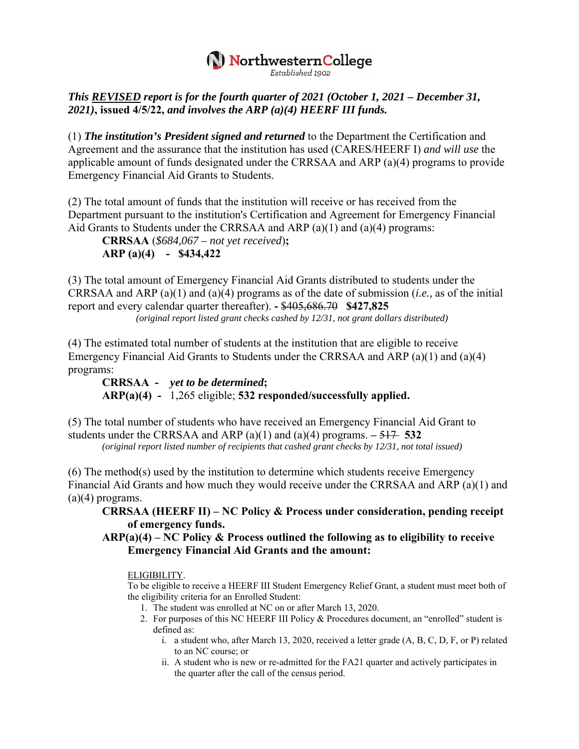**NorthwesternCollege**
*Established 1902*

***This <u>REVISED</u> report is for the fourth quarter of 2021 (October 1, 2021 – December 31, 2021)*, issued 4/5/22, *and involves the ARP (a)(4) HEERF III funds.***

(1) ***The institution's President signed and returned*** to the Department the Certification and Agreement and the assurance that the institution has used (CARES/HEERF I) *and will use* the applicable amount of funds designated under the CRRSAA and ARP (a)(4) programs to provide Emergency Financial Aid Grants to Students.

(2) The total amount of funds that the institution will receive or has received from the Department pursuant to the institution's Certification and Agreement for Emergency Financial Aid Grants to Students under the CRRSAA and ARP (a)(1) and (a)(4) programs:

> **CRRSAA** (*$684,067 – not yet received*)**;**
> **ARP (a)(4) - $434,422**

(3) The total amount of Emergency Financial Aid Grants distributed to students under the CRRSAA and ARP (a)(1) and (a)(4) programs as of the date of submission (*i.e.,* as of the initial report and every calendar quarter thereafter). **-** ~~$405,686.70~~ **$427,825**

*(original report listed grant checks cashed by 12/31, not grant dollars distributed)*

(4) The estimated total number of students at the institution that are eligible to receive Emergency Financial Aid Grants to Students under the CRRSAA and ARP (a)(1) and (a)(4) programs:

> **CRRSAA -** ***yet to be determined*;**
> **ARP(a)(4) -** 1,265 eligible; **532 responded/successfully applied.**

(5) The total number of students who have received an Emergency Financial Aid Grant to students under the CRRSAA and ARP (a)(1) and (a)(4) programs. **–** ~~517~~ **532**

*(original report listed number of recipients that cashed grant checks by 12/31, not total issued)*

(6) The method(s) used by the institution to determine which students receive Emergency Financial Aid Grants and how much they would receive under the CRRSAA and ARP (a)(1) and (a)(4) programs.

> **CRRSAA (HEERF II) – NC Policy & Process under consideration, pending receipt of emergency funds.**
>
> **ARP(a)(4) – NC Policy & Process outlined the following as to eligibility to receive Emergency Financial Aid Grants and the amount:**

<u>ELIGIBILITY</u>.

To be eligible to receive a HEERF III Student Emergency Relief Grant, a student must meet both of the eligibility criteria for an Enrolled Student:

1. The student was enrolled at NC on or after March 13, 2020.
2. For purposes of this NC HEERF III Policy & Procedures document, an "enrolled" student is defined as:
   - i. a student who, after March 13, 2020, received a letter grade (A, B, C, D, F, or P) related to an NC course; or
   - ii. A student who is new or re-admitted for the FA21 quarter and actively participates in the quarter after the call of the census period.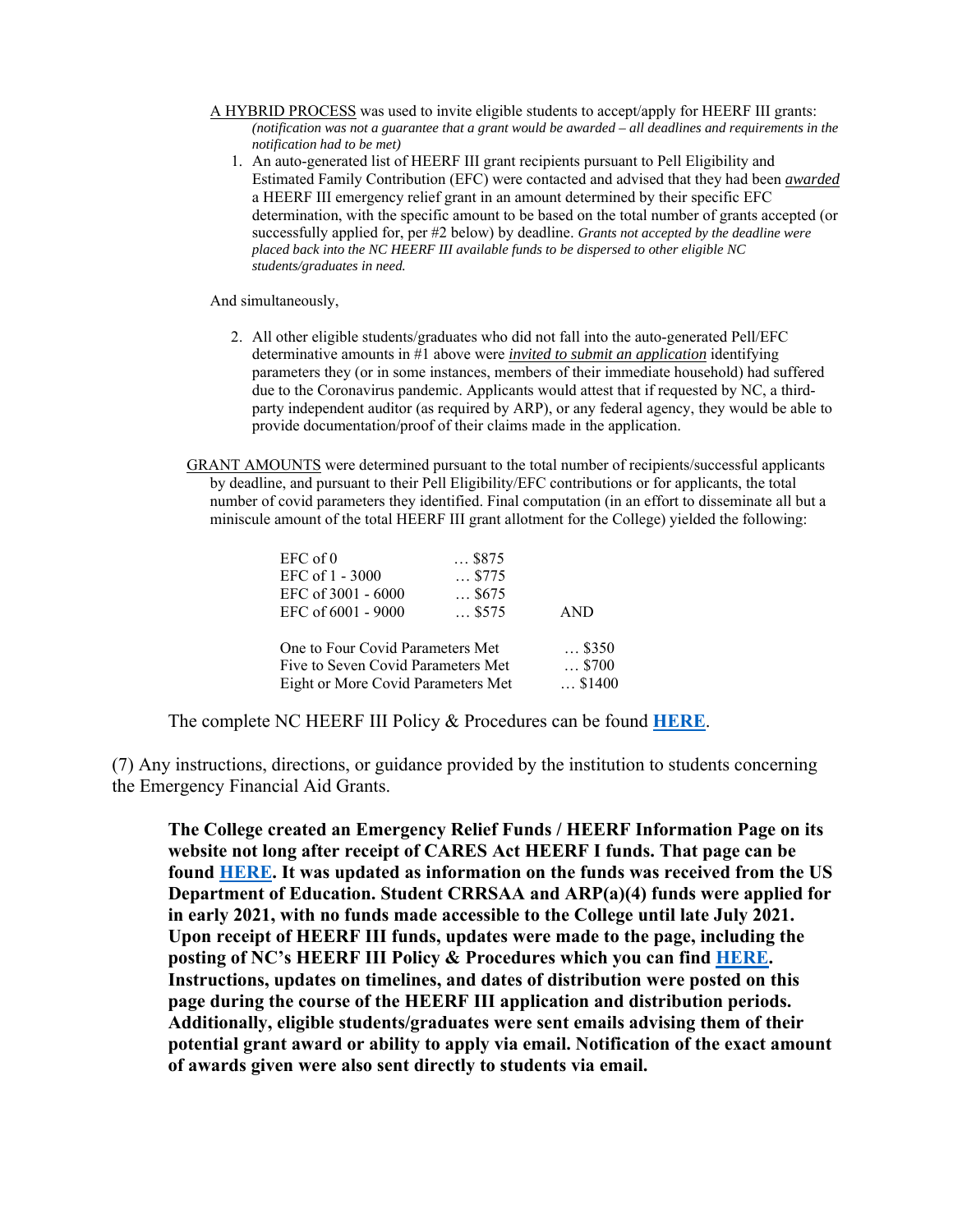A HYBRID PROCESS was used to invite eligible students to accept/apply for HEERF III grants: *(notification was not a guarantee that a grant would be awarded – all deadlines and requirements in the notification had to be met)*

1. An auto-generated list of HEERF III grant recipients pursuant to Pell Eligibility and Estimated Family Contribution (EFC) were contacted and advised that they had been ***awarded*** a HEERF III emergency relief grant in an amount determined by their specific EFC determination, with the specific amount to be based on the total number of grants accepted (or successfully applied for, per #2 below) by deadline. *Grants not accepted by the deadline were placed back into the NC HEERF III available funds to be dispersed to other eligible NC students/graduates in need.*

And simultaneously,

2. All other eligible students/graduates who did not fall into the auto-generated Pell/EFC determinative amounts in #1 above were ***invited to submit an application*** identifying parameters they (or in some instances, members of their immediate household) had suffered due to the Coronavirus pandemic. Applicants would attest that if requested by NC, a third-party independent auditor (as required by ARP), or any federal agency, they would be able to provide documentation/proof of their claims made in the application.

GRANT AMOUNTS were determined pursuant to the total number of recipients/successful applicants by deadline, and pursuant to their Pell Eligibility/EFC contributions or for applicants, the total number of covid parameters they identified. Final computation (in an effort to disseminate all but a miniscule amount of the total HEERF III grant allotment for the College) yielded the following:

| | | |
|---|---|---|
| EFC of 0 | … $875 | |
| EFC of 1 - 3000 | … $775 | |
| EFC of 3001 - 6000 | … $675 | |
| EFC of 6001 - 9000 | … $575 | AND |

| | |
|---|---|
| One to Four Covid Parameters Met | … $350 |
| Five to Seven Covid Parameters Met | … $700 |
| Eight or More Covid Parameters Met | … $1400 |

The complete NC HEERF III Policy & Procedures can be found **HERE**.

(7) Any instructions, directions, or guidance provided by the institution to students concerning the Emergency Financial Aid Grants.

**The College created an Emergency Relief Funds / HEERF Information Page on its website not long after receipt of CARES Act HEERF I funds. That page can be found HERE. It was updated as information on the funds was received from the US Department of Education. Student CRRSAA and ARP(a)(4) funds were applied for in early 2021, with no funds made accessible to the College until late July 2021. Upon receipt of HEERF III funds, updates were made to the page, including the posting of NC's HEERF III Policy & Procedures which you can find HERE. Instructions, updates on timelines, and dates of distribution were posted on this page during the course of the HEERF III application and distribution periods. Additionally, eligible students/graduates were sent emails advising them of their potential grant award or ability to apply via email. Notification of the exact amount of awards given were also sent directly to students via email.**